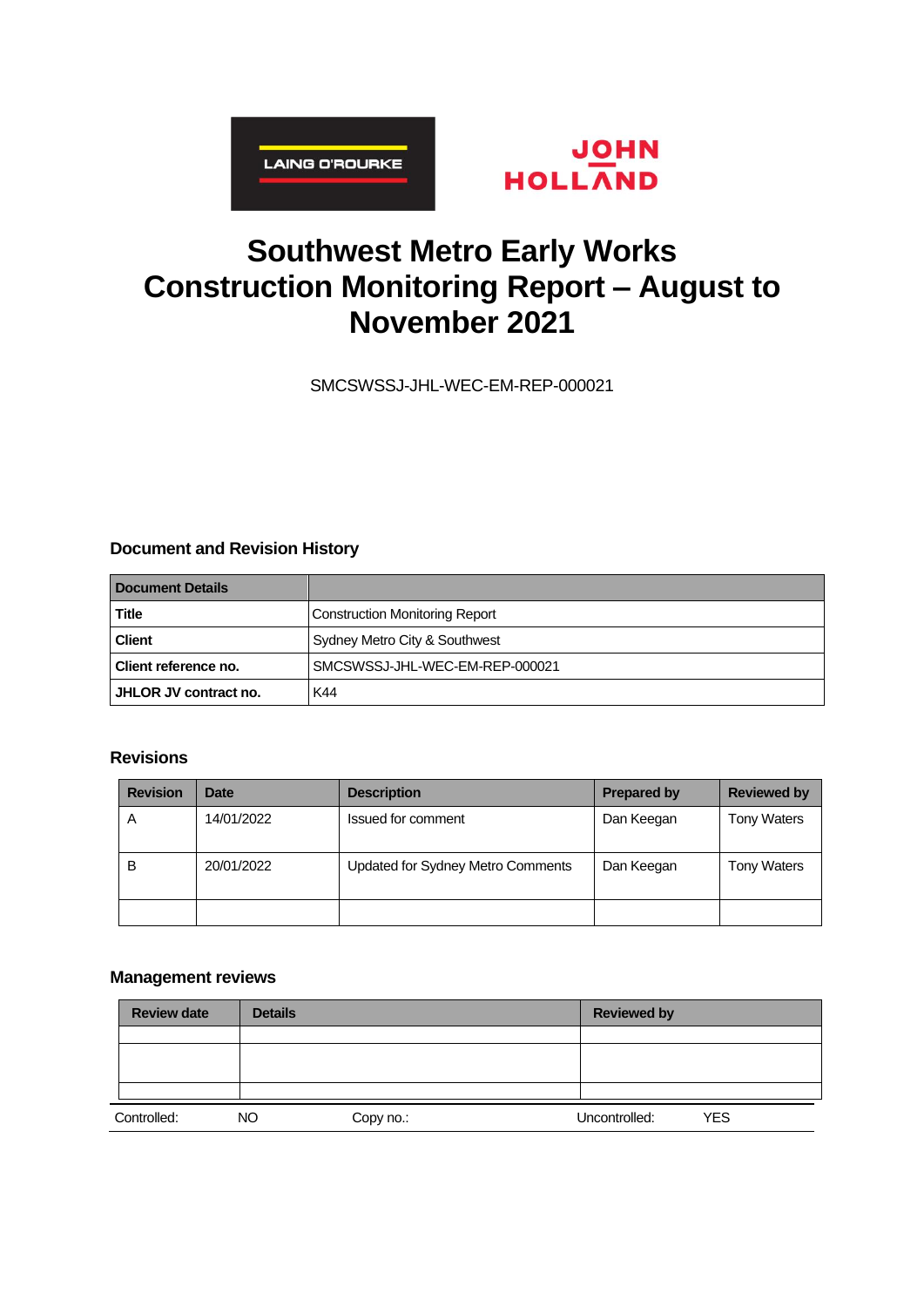# Southwest Metro Early Works Construction Monitoring Report – August to November 2021

SMCSWSSJ-JHL-WEC-EM-REP-000021

### Document and Revision History

| Document Details | |
|---|---|
| **Title** | Construction Monitoring Report |
| **Client** | Sydney Metro City & Southwest |
| **Client reference no.** | SMCSWSSJ-JHL-WEC-EM-REP-000021 |
| **JHLOR JV contract no.** | K44 |

### Revisions

| Revision | Date | Description | Prepared by | Reviewed by |
|---|---|---|---|---|
| A | 14/01/2022 | Issued for comment | Dan Keegan | Tony Waters |
| B | 20/01/2022 | Updated for Sydney Metro Comments | Dan Keegan | Tony Waters |
| | | | | |

### Management reviews

| Review date | Details | Reviewed by |
|---|---|---|
| | | |
| | | |
| | | |

| Controlled: | NO | Copy no.: | Uncontrolled: | YES |
|---|---|---|---|---|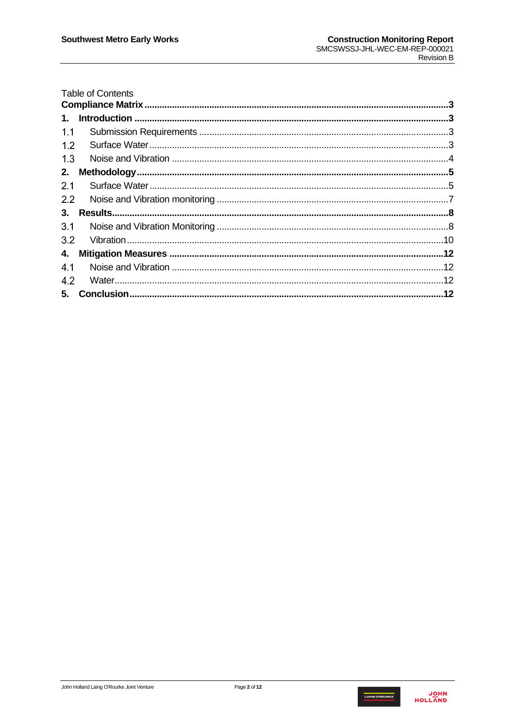Table of Contents

**Compliance Matrix** .......... **3**

**1. Introduction** .......... **3**

1.1 Submission Requirements .......... 3

1.2 Surface Water .......... 3

1.3 Noise and Vibration .......... 4

**2. Methodology** .......... **5**

2.1 Surface Water .......... 5

2.2 Noise and Vibration monitoring .......... 7

**3. Results** .......... **8**

3.1 Noise and Vibration Monitoring .......... 8

3.2 Vibration .......... 10

**4. Mitigation Measures** .......... **12**

4.1 Noise and Vibration .......... 12

4.2 Water .......... 12

**5. Conclusion** .......... **12**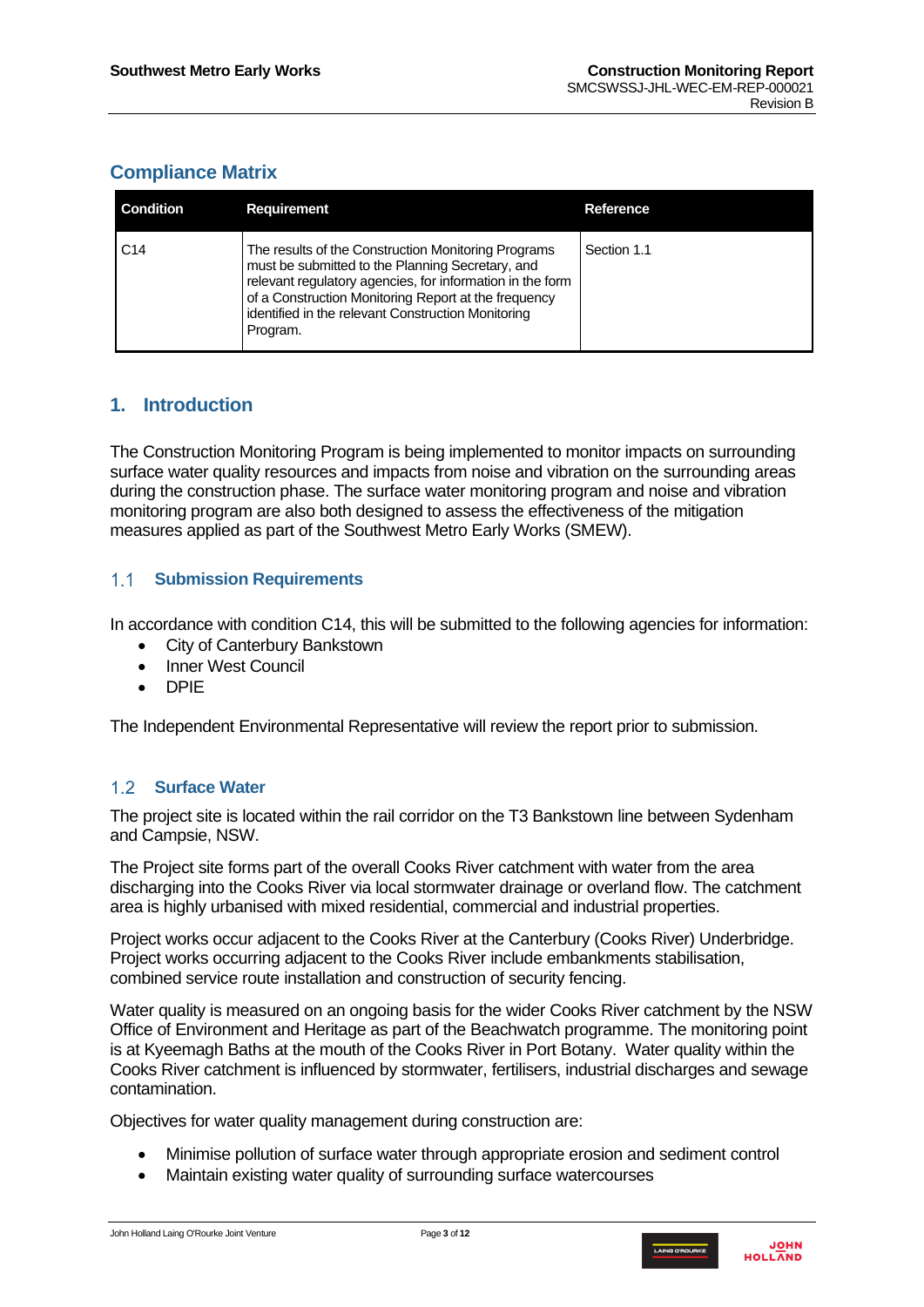## Compliance Matrix

| Condition | Requirement | Reference |
|---|---|---|
| C14 | The results of the Construction Monitoring Programs must be submitted to the Planning Secretary, and relevant regulatory agencies, for information in the form of a Construction Monitoring Report at the frequency identified in the relevant Construction Monitoring Program. | Section 1.1 |

# 1. Introduction

The Construction Monitoring Program is being implemented to monitor impacts on surrounding surface water quality resources and impacts from noise and vibration on the surrounding areas during the construction phase. The surface water monitoring program and noise and vibration monitoring program are also both designed to assess the effectiveness of the mitigation measures applied as part of the Southwest Metro Early Works (SMEW).

## 1.1 Submission Requirements

In accordance with condition C14, this will be submitted to the following agencies for information:

- City of Canterbury Bankstown
- Inner West Council
- DPIE

The Independent Environmental Representative will review the report prior to submission.

## 1.2 Surface Water

The project site is located within the rail corridor on the T3 Bankstown line between Sydenham and Campsie, NSW.

The Project site forms part of the overall Cooks River catchment with water from the area discharging into the Cooks River via local stormwater drainage or overland flow. The catchment area is highly urbanised with mixed residential, commercial and industrial properties.

Project works occur adjacent to the Cooks River at the Canterbury (Cooks River) Underbridge. Project works occurring adjacent to the Cooks River include embankments stabilisation, combined service route installation and construction of security fencing.

Water quality is measured on an ongoing basis for the wider Cooks River catchment by the NSW Office of Environment and Heritage as part of the Beachwatch programme. The monitoring point is at Kyeemagh Baths at the mouth of the Cooks River in Port Botany. Water quality within the Cooks River catchment is influenced by stormwater, fertilisers, industrial discharges and sewage contamination.

Objectives for water quality management during construction are:

- Minimise pollution of surface water through appropriate erosion and sediment control
- Maintain existing water quality of surrounding surface watercourses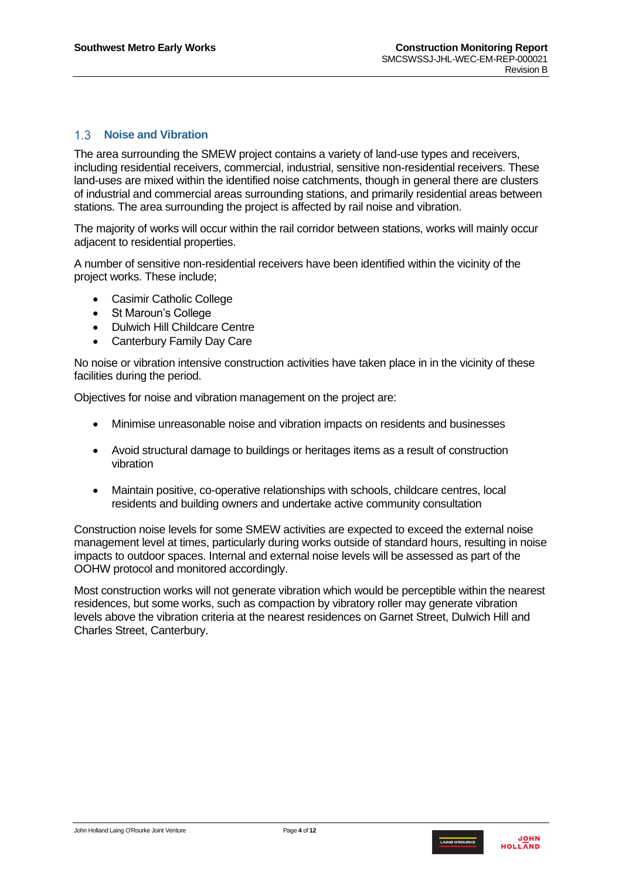## 1.3 Noise and Vibration

The area surrounding the SMEW project contains a variety of land-use types and receivers, including residential receivers, commercial, industrial, sensitive non-residential receivers. These land-uses are mixed within the identified noise catchments, though in general there are clusters of industrial and commercial areas surrounding stations, and primarily residential areas between stations. The area surrounding the project is affected by rail noise and vibration.

The majority of works will occur within the rail corridor between stations, works will mainly occur adjacent to residential properties.

A number of sensitive non-residential receivers have been identified within the vicinity of the project works. These include;

- Casimir Catholic College
- St Maroun's College
- Dulwich Hill Childcare Centre
- Canterbury Family Day Care

No noise or vibration intensive construction activities have taken place in in the vicinity of these facilities during the period.

Objectives for noise and vibration management on the project are:

- Minimise unreasonable noise and vibration impacts on residents and businesses
- Avoid structural damage to buildings or heritages items as a result of construction vibration
- Maintain positive, co-operative relationships with schools, childcare centres, local residents and building owners and undertake active community consultation

Construction noise levels for some SMEW activities are expected to exceed the external noise management level at times, particularly during works outside of standard hours, resulting in noise impacts to outdoor spaces. Internal and external noise levels will be assessed as part of the OOHW protocol and monitored accordingly.

Most construction works will not generate vibration which would be perceptible within the nearest residences, but some works, such as compaction by vibratory roller may generate vibration levels above the vibration criteria at the nearest residences on Garnet Street, Dulwich Hill and Charles Street, Canterbury.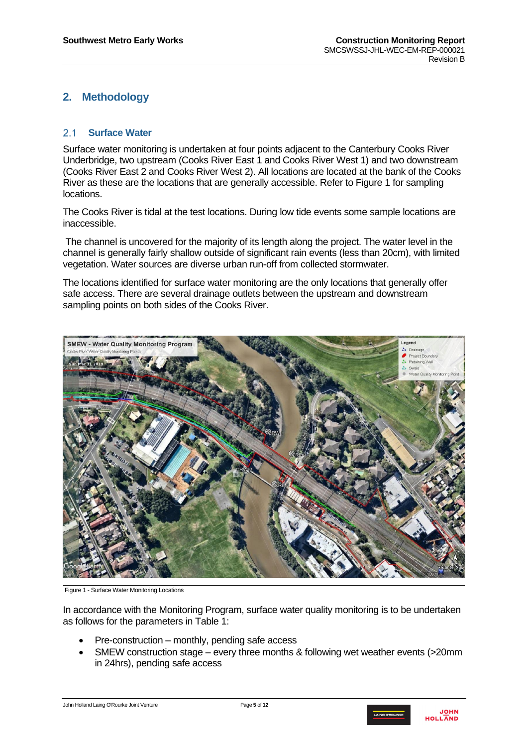## 2. Methodology

### 2.1 Surface Water

Surface water monitoring is undertaken at four points adjacent to the Canterbury Cooks River Underbridge, two upstream (Cooks River East 1 and Cooks River West 1) and two downstream (Cooks River East 2 and Cooks River West 2). All locations are located at the bank of the Cooks River as these are the locations that are generally accessible. Refer to Figure 1 for sampling locations.

The Cooks River is tidal at the test locations. During low tide events some sample locations are inaccessible.

The channel is uncovered for the majority of its length along the project. The water level in the channel is generally fairly shallow outside of significant rain events (less than 20cm), with limited vegetation. Water sources are diverse urban run-off from collected stormwater.

The locations identified for surface water monitoring are the only locations that generally offer safe access. There are several drainage outlets between the upstream and downstream sampling points on both sides of the Cooks River.

Figure 1 - Surface Water Monitoring Locations

In accordance with the Monitoring Program, surface water quality monitoring is to be undertaken as follows for the parameters in Table 1:

- Pre-construction – monthly, pending safe access
- SMEW construction stage – every three months & following wet weather events (>20mm in 24hrs), pending safe access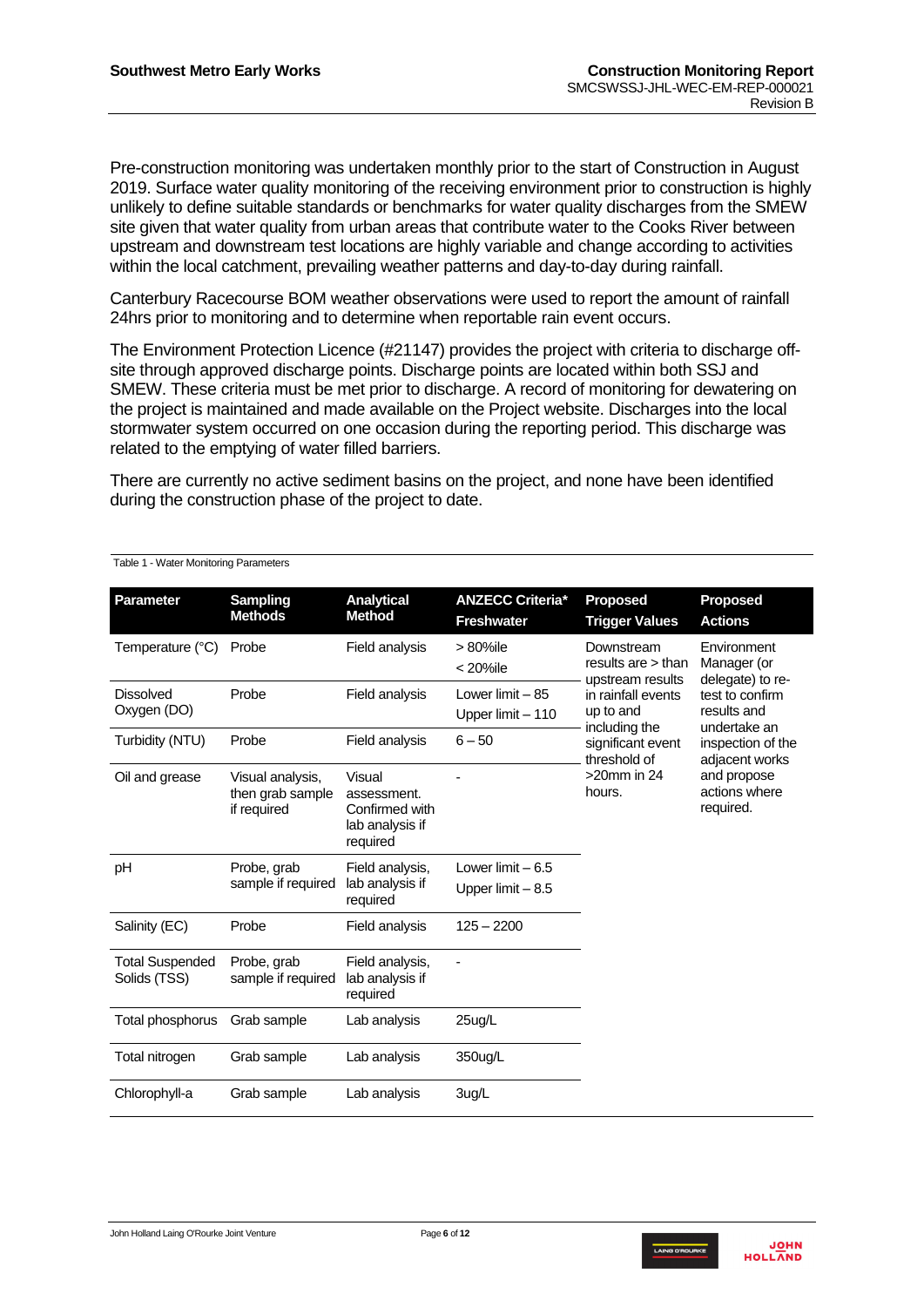Pre-construction monitoring was undertaken monthly prior to the start of Construction in August 2019. Surface water quality monitoring of the receiving environment prior to construction is highly unlikely to define suitable standards or benchmarks for water quality discharges from the SMEW site given that water quality from urban areas that contribute water to the Cooks River between upstream and downstream test locations are highly variable and change according to activities within the local catchment, prevailing weather patterns and day-to-day during rainfall.

Canterbury Racecourse BOM weather observations were used to report the amount of rainfall 24hrs prior to monitoring and to determine when reportable rain event occurs.

The Environment Protection Licence (#21147) provides the project with criteria to discharge off-site through approved discharge points. Discharge points are located within both SSJ and SMEW. These criteria must be met prior to discharge. A record of monitoring for dewatering on the project is maintained and made available on the Project website. Discharges into the local stormwater system occurred on one occasion during the reporting period. This discharge was related to the emptying of water filled barriers.

There are currently no active sediment basins on the project, and none have been identified during the construction phase of the project to date.

Table 1 - Water Monitoring Parameters

| Parameter | Sampling Methods | Analytical Method | ANZECC Criteria* Freshwater | Proposed Trigger Values | Proposed Actions |
|---|---|---|---|---|---|
| Temperature (°C) | Probe | Field analysis | > 80%ile<br>< 20%ile | Downstream results are > than upstream results in rainfall events up to and including the significant event threshold of >20mm in 24 hours. | Environment Manager (or delegate) to re-test to confirm results and undertake an inspection of the adjacent works and propose actions where required. |
| Dissolved Oxygen (DO) | Probe | Field analysis | Lower limit – 85<br>Upper limit – 110 | | |
| Turbidity (NTU) | Probe | Field analysis | 6 – 50 | | |
| Oil and grease | Visual analysis, then grab sample if required | Visual assessment. Confirmed with lab analysis if required | - | | |
| pH | Probe, grab sample if required | Field analysis, lab analysis if required | Lower limit – 6.5<br>Upper limit – 8.5 | | |
| Salinity (EC) | Probe | Field analysis | 125 – 2200 | | |
| Total Suspended Solids (TSS) | Probe, grab sample if required | Field analysis, lab analysis if required | - | | |
| Total phosphorus | Grab sample | Lab analysis | 25ug/L | | |
| Total nitrogen | Grab sample | Lab analysis | 350ug/L | | |
| Chlorophyll-a | Grab sample | Lab analysis | 3ug/L | | |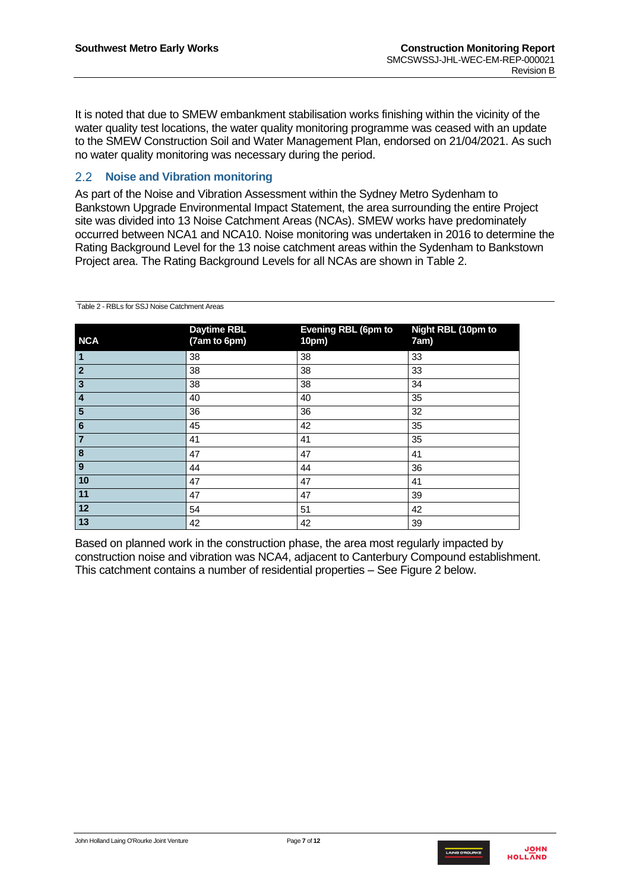It is noted that due to SMEW embankment stabilisation works finishing within the vicinity of the water quality test locations, the water quality monitoring programme was ceased with an update to the SMEW Construction Soil and Water Management Plan, endorsed on 21/04/2021. As such no water quality monitoring was necessary during the period.

## 2.2 Noise and Vibration monitoring

As part of the Noise and Vibration Assessment within the Sydney Metro Sydenham to Bankstown Upgrade Environmental Impact Statement, the area surrounding the entire Project site was divided into 13 Noise Catchment Areas (NCAs). SMEW works have predominately occurred between NCA1 and NCA10. Noise monitoring was undertaken in 2016 to determine the Rating Background Level for the 13 noise catchment areas within the Sydenham to Bankstown Project area. The Rating Background Levels for all NCAs are shown in Table 2.

Table 2 - RBLs for SSJ Noise Catchment Areas

| NCA | Daytime RBL (7am to 6pm) | Evening RBL (6pm to 10pm) | Night RBL (10pm to 7am) |
|---|---|---|---|
| 1 | 38 | 38 | 33 |
| 2 | 38 | 38 | 33 |
| 3 | 38 | 38 | 34 |
| 4 | 40 | 40 | 35 |
| 5 | 36 | 36 | 32 |
| 6 | 45 | 42 | 35 |
| 7 | 41 | 41 | 35 |
| 8 | 47 | 47 | 41 |
| 9 | 44 | 44 | 36 |
| 10 | 47 | 47 | 41 |
| 11 | 47 | 47 | 39 |
| 12 | 54 | 51 | 42 |
| 13 | 42 | 42 | 39 |

Based on planned work in the construction phase, the area most regularly impacted by construction noise and vibration was NCA4, adjacent to Canterbury Compound establishment. This catchment contains a number of residential properties – See Figure 2 below.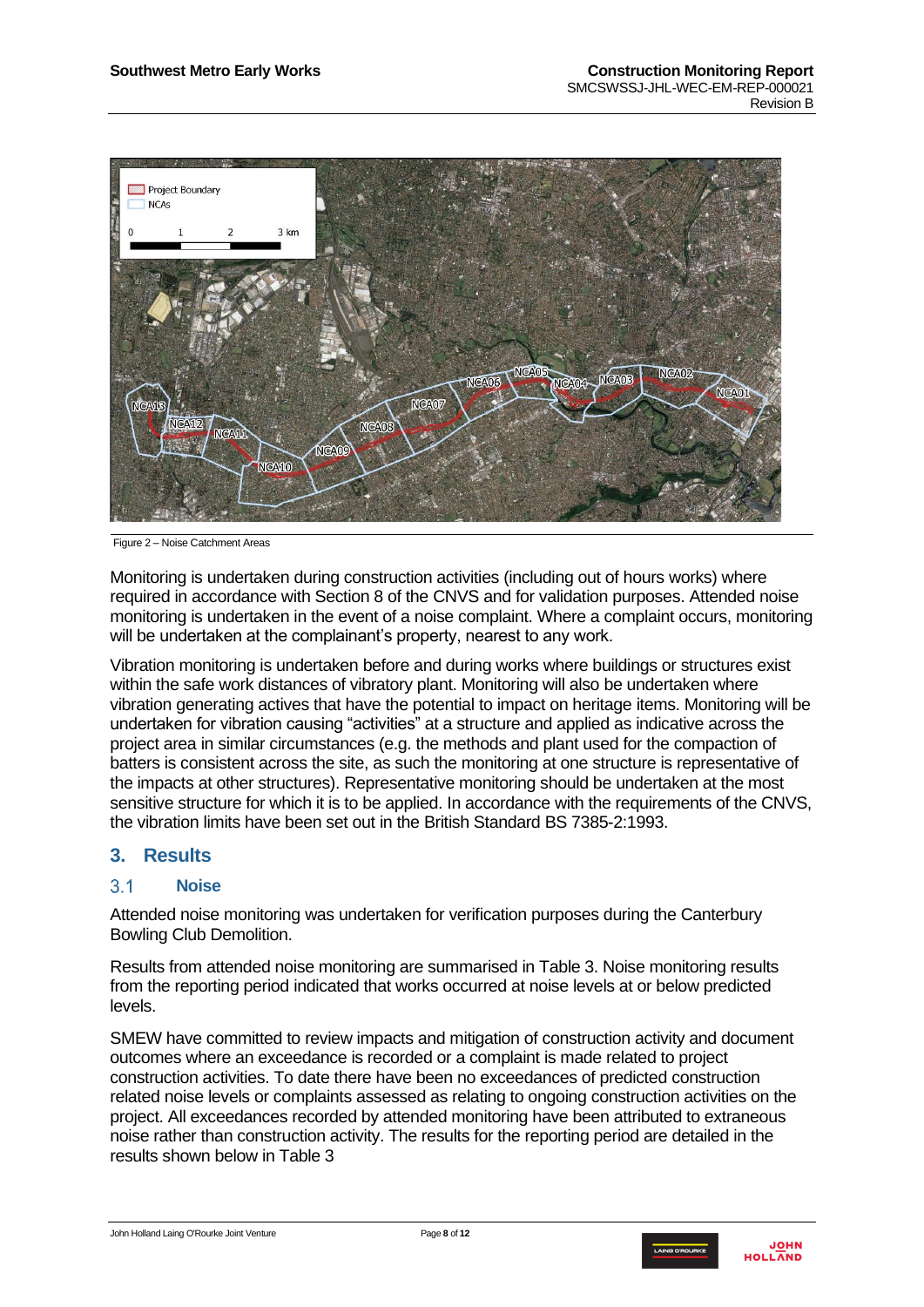Figure 2 – Noise Catchment Areas

Monitoring is undertaken during construction activities (including out of hours works) where required in accordance with Section 8 of the CNVS and for validation purposes. Attended noise monitoring is undertaken in the event of a noise complaint. Where a complaint occurs, monitoring will be undertaken at the complainant's property, nearest to any work.

Vibration monitoring is undertaken before and during works where buildings or structures exist within the safe work distances of vibratory plant. Monitoring will also be undertaken where vibration generating actives that have the potential to impact on heritage items. Monitoring will be undertaken for vibration causing "activities" at a structure and applied as indicative across the project area in similar circumstances (e.g. the methods and plant used for the compaction of batters is consistent across the site, as such the monitoring at one structure is representative of the impacts at other structures). Representative monitoring should be undertaken at the most sensitive structure for which it is to be applied. In accordance with the requirements of the CNVS, the vibration limits have been set out in the British Standard BS 7385-2:1993.

## 3. Results

### 3.1 Noise

Attended noise monitoring was undertaken for verification purposes during the Canterbury Bowling Club Demolition.

Results from attended noise monitoring are summarised in Table 3. Noise monitoring results from the reporting period indicated that works occurred at noise levels at or below predicted levels.

SMEW have committed to review impacts and mitigation of construction activity and document outcomes where an exceedance is recorded or a complaint is made related to project construction activities. To date there have been no exceedances of predicted construction related noise levels or complaints assessed as relating to ongoing construction activities on the project. All exceedances recorded by attended monitoring have been attributed to extraneous noise rather than construction activity. The results for the reporting period are detailed in the results shown below in Table 3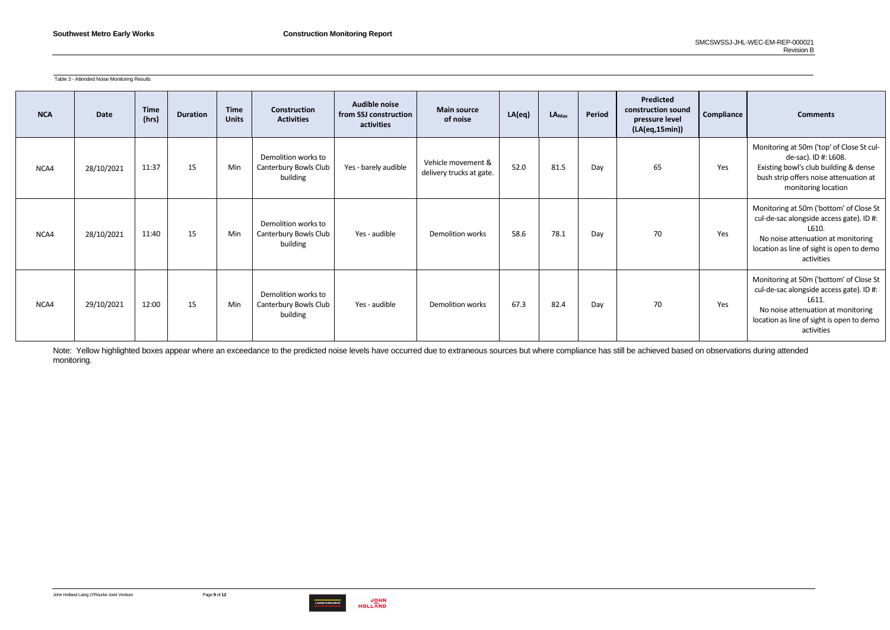Table 3 - Attended Noise Monitoring Results

| NCA | Date | Time (hrs) | Duration | Time Units | Construction Activities | Audible noise from SSJ construction activities | Main source of noise | LA(eq) | $LA_{Max}$ | Period | Predicted construction sound pressure level (LA(eq,15min)) | Compliance | Comments |
|---|---|---|---|---|---|---|---|---|---|---|---|---|---|
| NCA4 | 28/10/2021 | 11:37 | 15 | Min | Demolition works to Canterbury Bowls Club building | Yes - barely audible | Vehicle movement & delivery trucks at gate. | 52.0 | 81.5 | Day | 65 | Yes | Monitoring at 50m ('top' of Close St cul-de-sac). ID #: L608. Existing bowl's club building & dense bush strip offers noise attenuation at monitoring location |
| NCA4 | 28/10/2021 | 11:40 | 15 | Min | Demolition works to Canterbury Bowls Club building | Yes - audible | Demolition works | 58.6 | 78.1 | Day | 70 | Yes | Monitoring at 50m ('bottom' of Close St cul-de-sac alongside access gate). ID #: L610. No noise attenuation at monitoring location as line of sight is open to demo activities |
| NCA4 | 29/10/2021 | 12:00 | 15 | Min | Demolition works to Canterbury Bowls Club building | Yes - audible | Demolition works | 67.3 | 82.4 | Day | 70 | Yes | Monitoring at 50m ('bottom' of Close St cul-de-sac alongside access gate). ID #: L611. No noise attenuation at monitoring location as line of sight is open to demo activities |

Note: Yellow highlighted boxes appear where an exceedance to the predicted noise levels have occurred due to extraneous sources but where compliance has still be achieved based on observations during attended monitoring.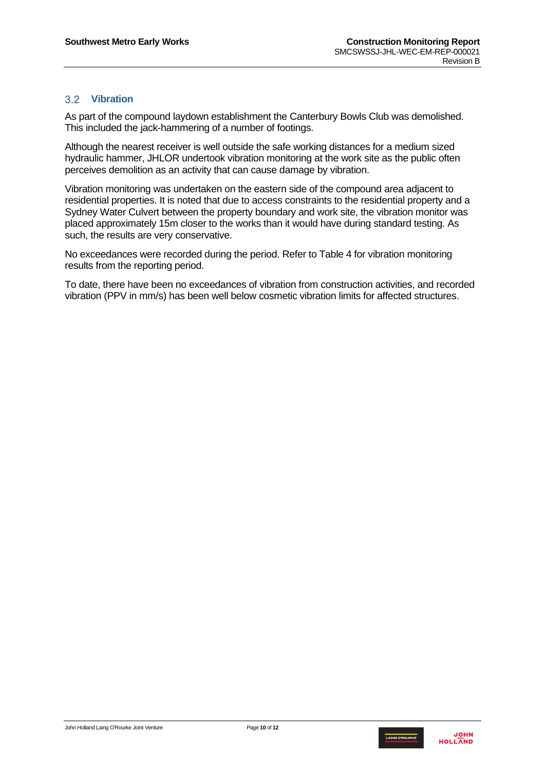## 3.2 Vibration

As part of the compound laydown establishment the Canterbury Bowls Club was demolished. This included the jack-hammering of a number of footings.

Although the nearest receiver is well outside the safe working distances for a medium sized hydraulic hammer, JHLOR undertook vibration monitoring at the work site as the public often perceives demolition as an activity that can cause damage by vibration.

Vibration monitoring was undertaken on the eastern side of the compound area adjacent to residential properties. It is noted that due to access constraints to the residential property and a Sydney Water Culvert between the property boundary and work site, the vibration monitor was placed approximately 15m closer to the works than it would have during standard testing. As such, the results are very conservative.

No exceedances were recorded during the period. Refer to Table 4 for vibration monitoring results from the reporting period.

To date, there have been no exceedances of vibration from construction activities, and recorded vibration (PPV in mm/s) has been well below cosmetic vibration limits for affected structures.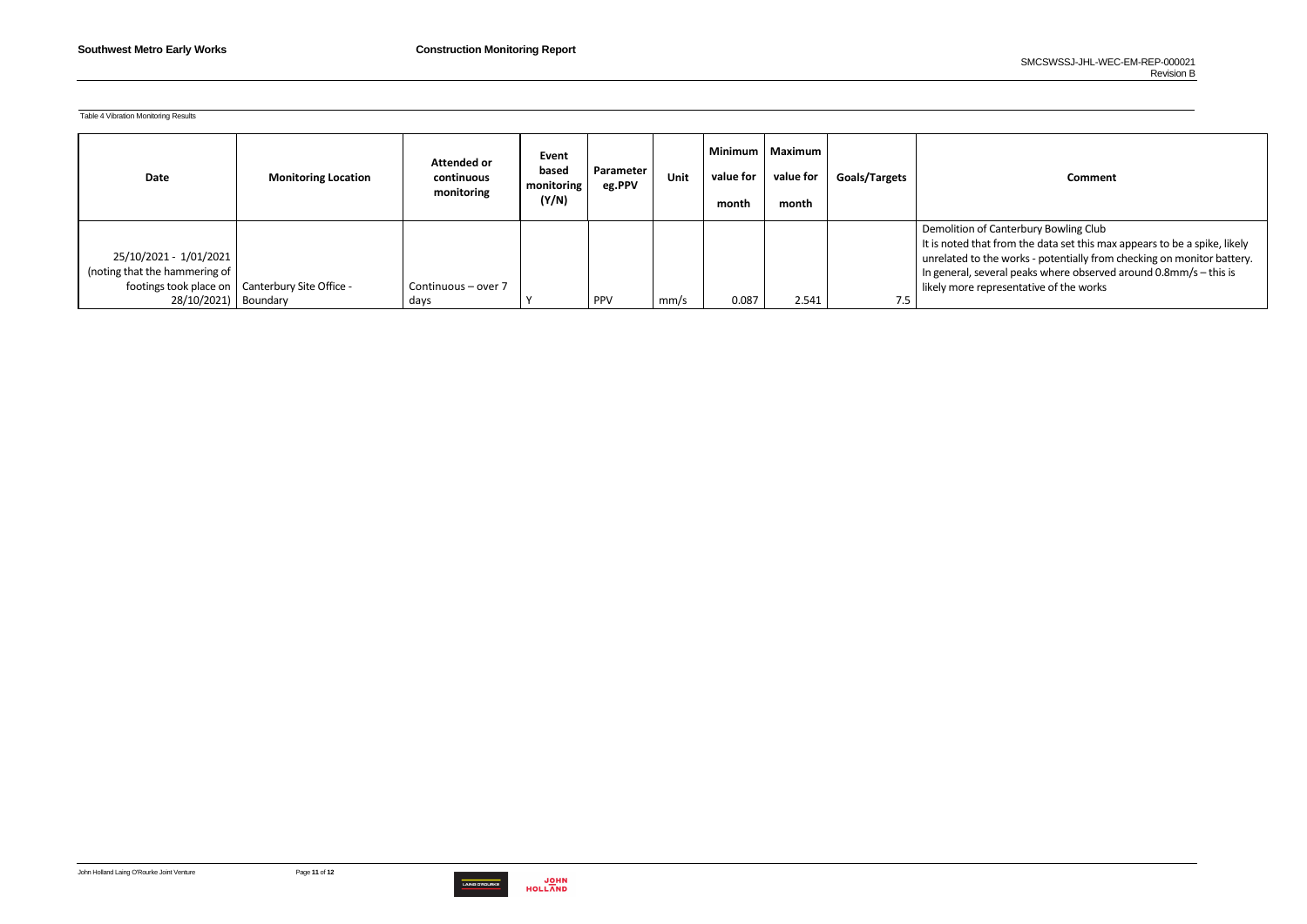Table 4 Vibration Monitoring Results

| Date | Monitoring Location | Attended or continuous monitoring | Event based monitoring (Y/N) | Parameter eg.PPV | Unit | Minimum value for month | Maximum value for month | Goals/Targets | Comment |
|---|---|---|---|---|---|---|---|---|---|
| 25/10/2021 - 1/01/2021 (noting that the hammering of footings took place on 28/10/2021) | Canterbury Site Office - Boundary | Continuous – over 7 days | Y | PPV | mm/s | 0.087 | 2.541 | 7.5 | Demolition of Canterbury Bowling Club<br>It is noted that from the data set this max appears to be a spike, likely unrelated to the works - potentially from checking on monitor battery. In general, several peaks where observed around 0.8mm/s – this is likely more representative of the works |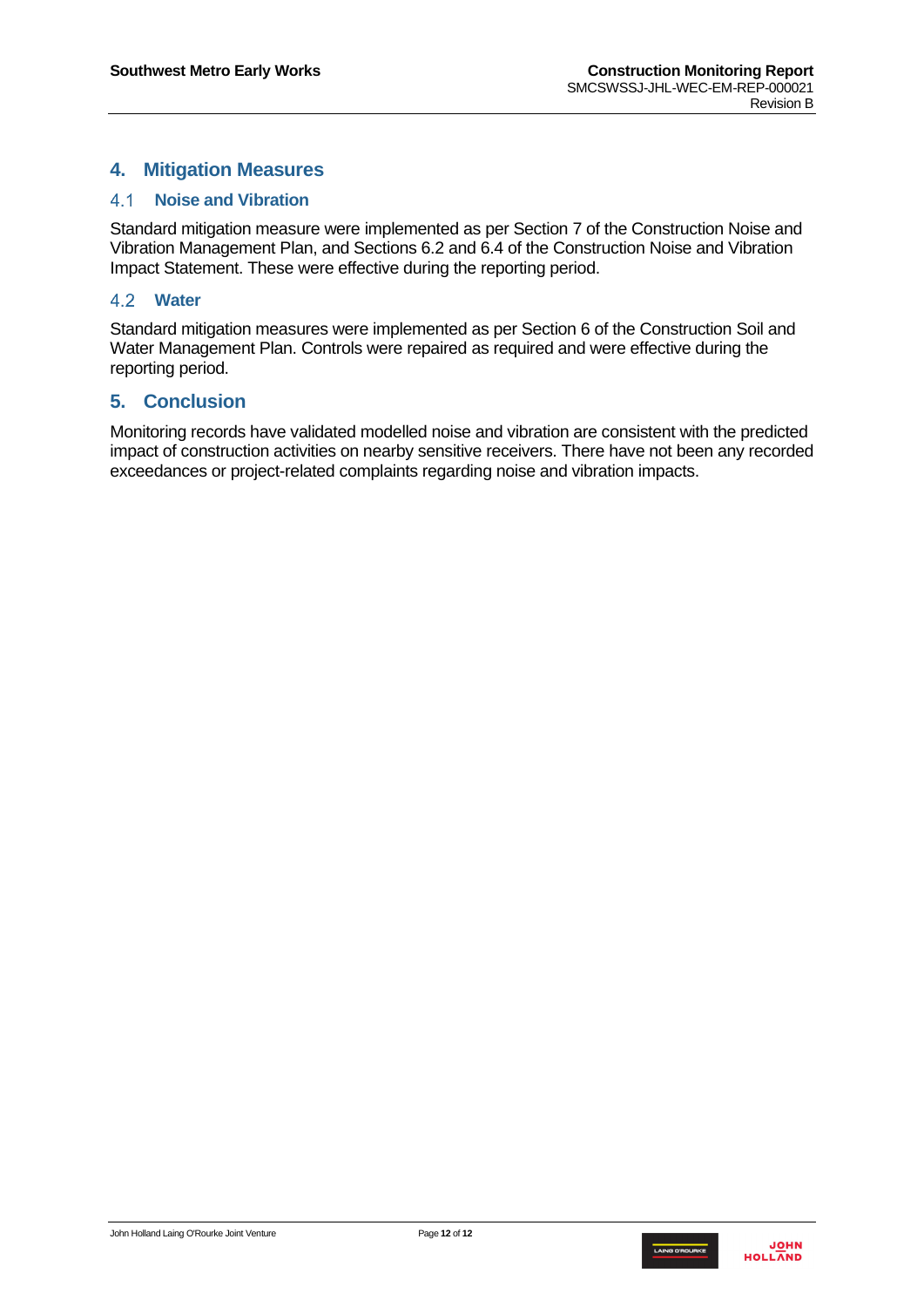# 4. Mitigation Measures

## 4.1 Noise and Vibration

Standard mitigation measure were implemented as per Section 7 of the Construction Noise and Vibration Management Plan, and Sections 6.2 and 6.4 of the Construction Noise and Vibration Impact Statement. These were effective during the reporting period.

## 4.2 Water

Standard mitigation measures were implemented as per Section 6 of the Construction Soil and Water Management Plan. Controls were repaired as required and were effective during the reporting period.

# 5. Conclusion

Monitoring records have validated modelled noise and vibration are consistent with the predicted impact of construction activities on nearby sensitive receivers. There have not been any recorded exceedances or project-related complaints regarding noise and vibration impacts.